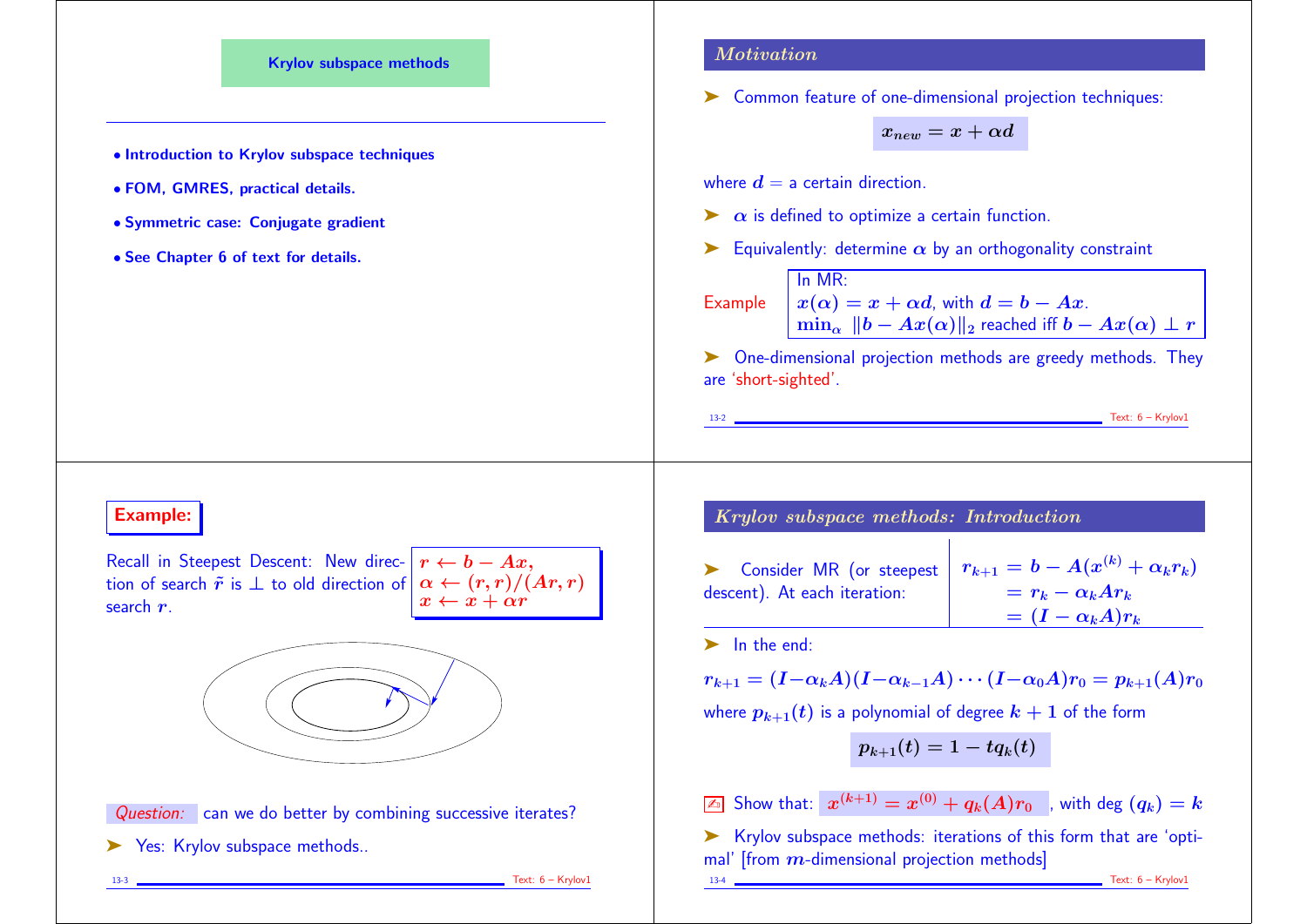## Krylov subspace methods

- Introduction to Krylov subspace techniques
- FOM, GMRES, practical details.
- Symmetric case: Conjugate gradient
- See Chapter 6 of text for details.

## Motivation

➤ Common feature of one-dimensional projection techniques:

$$x_{new} = x + \alpha d$$

where $d$ = a certain direction.

➤ $\alpha$ is defined to optimize a certain function.

➤ Equivalently: determine $\alpha$ by an orthogonality constraint

Example:
In MR:
$x(\alpha) = x + \alpha d$, with $d = b - Ax$.
$\min_\alpha \|b - Ax(\alpha)\|_2$ reached iff $b - Ax(\alpha) \perp r$

➤ One-dimensional projection methods are greedy methods. They are 'short-sighted'.

## Example:

Recall in Steepest Descent: New direction of search $\tilde{r}$ is $\perp$ to old direction of search $r$.

$r \leftarrow b - Ax,$
$\alpha \leftarrow (r, r)/(Ar, r)$
$x \leftarrow x + \alpha r$

*Question:* can we do better by combining successive iterates?

➤ Yes: Krylov subspace methods..

## Krylov subspace methods: Introduction

➤ Consider MR (or steepest descent). At each iteration:

$$\begin{aligned} r_{k+1} &= b - A(x^{(k)} + \alpha_k r_k) \\ &= r_k - \alpha_k A r_k \\ &= (I - \alpha_k A) r_k \end{aligned}$$

➤ In the end:

$$r_{k+1} = (I - \alpha_k A)(I - \alpha_{k-1} A) \cdots (I - \alpha_0 A) r_0 = p_{k+1}(A) r_0$$

where $p_{k+1}(t)$ is a polynomial of degree $k+1$ of the form

$$p_{k+1}(t) = 1 - t q_k(t)$$

✍ Show that: $x^{(k+1)} = x^{(0)} + q_k(A) r_0$, with deg $(q_k) = k$

➤ Krylov subspace methods: iterations of this form that are 'optimal' [from $m$-dimensional projection methods]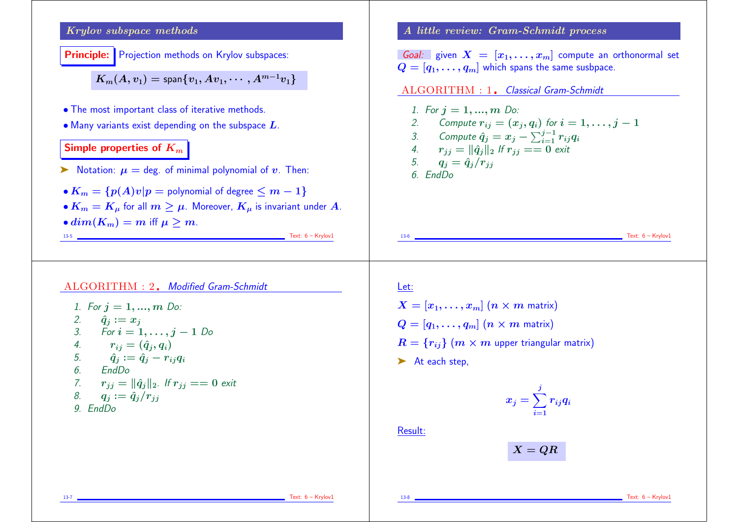## Krylov subspace methods

**Principle:** Projection methods on Krylov subspaces:

$$K_m(A, v_1) = \text{span}\{v_1, Av_1, \cdots, A^{m-1}v_1\}$$

- The most important class of iterative methods.
- Many variants exist depending on the subspace $L$.

**Simple properties of $K_m$**

➤ Notation: $\mu =$ deg. of minimal polynomial of $v$. Then:

- $K_m = \{p(A)v | p = \text{polynomial of degree} \leq m - 1\}$
- $K_m = K_\mu$ for all $m \geq \mu$. Moreover, $K_\mu$ is invariant under $A$.
- $dim(K_m) = m$ iff $\mu \geq m$.

## A little review: Gram-Schmidt process

*Goal:* given $X = [x_1, \ldots, x_m]$ compute an orthonormal set $Q = [q_1, \ldots, q_m]$ which spans the same susbspace.

**ALGORITHM : 1.** *Classical Gram-Schmidt*

1. *For* $j = 1, ..., m$ *Do:*
2. *Compute* $r_{ij} = (x_j, q_i)$ *for* $i = 1, \ldots, j - 1$
3. *Compute* $\hat{q}_j = x_j - \sum_{i=1}^{j-1} r_{ij} q_i$
4. $r_{jj} = \|\hat{q}_j\|_2$ *If* $r_{jj} == 0$ *exit*
5. $q_j = \hat{q}_j / r_{jj}$
6. *EndDo*

**ALGORITHM : 2.** *Modified Gram-Schmidt*

1. *For* $j = 1, ..., m$ *Do:*
2. $\hat{q}_j := x_j$
3. *For* $i = 1, \ldots, j - 1$ *Do*
4. $r_{ij} = (\hat{q}_j, q_i)$
5. $\hat{q}_j := \hat{q}_j - r_{ij} q_i$
6. *EndDo*
7. $r_{jj} = \|\hat{q}_j\|_2$. *If* $r_{jj} == 0$ *exit*
8. $q_j := \hat{q}_j / r_{jj}$
9. *EndDo*

Let:

$X = [x_1, \ldots, x_m]$ ($n \times m$ matrix)

$Q = [q_1, \ldots, q_m]$ ($n \times m$ matrix)

$R = \{r_{ij}\}$ ($m \times m$ upper triangular matrix)

➤ At each step,

$$x_j = \sum_{i=1}^{j} r_{ij} q_i$$

Result:

$$X = QR$$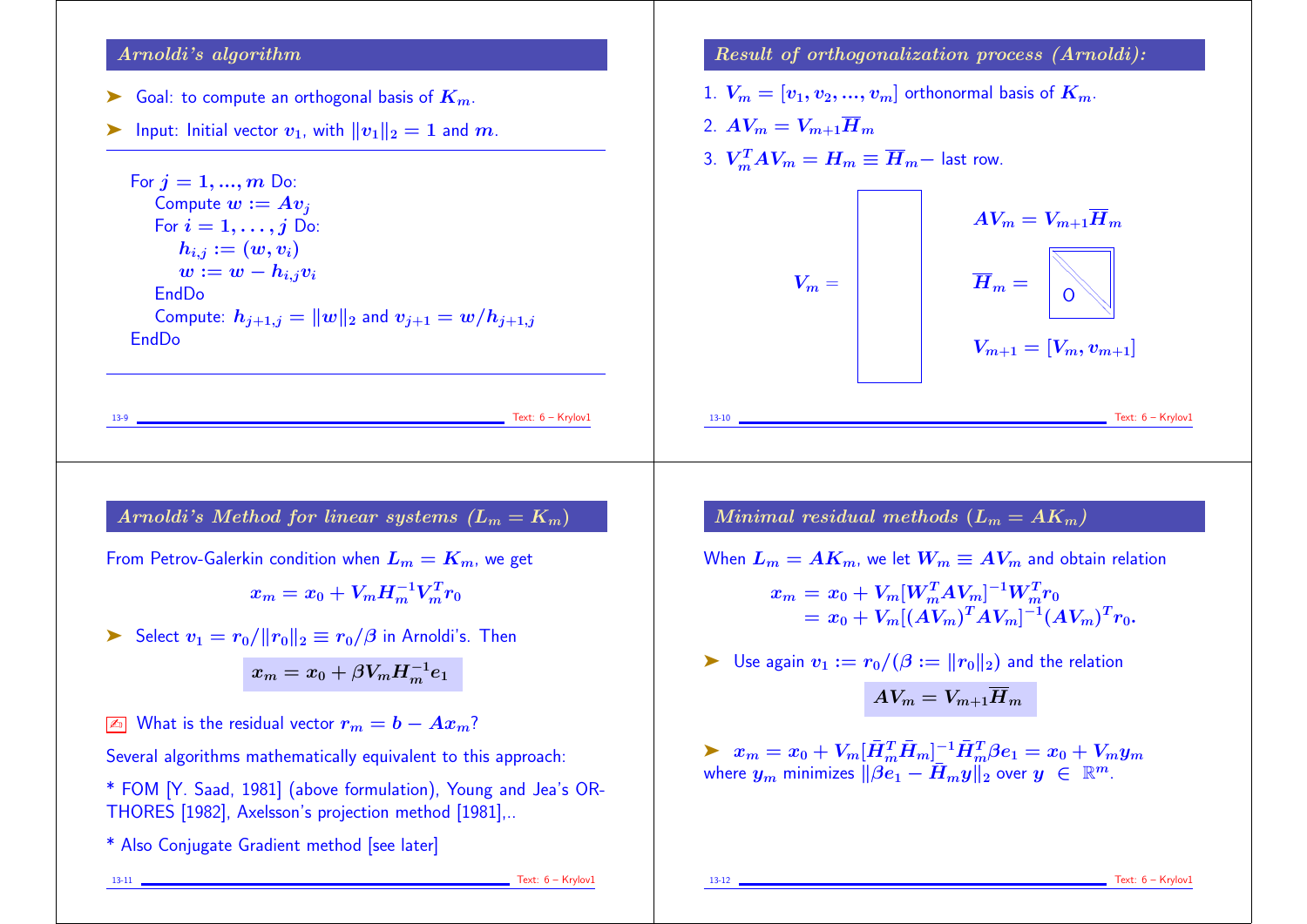## Arnoldi's algorithm

➤ Goal: to compute an orthogonal basis of $K_m$.

➤ Input: Initial vector $v_1$, with $\|v_1\|_2 = 1$ and $m$.

---

For $j = 1, ..., m$ Do:
  Compute $w := Av_j$
  For $i = 1, \ldots, j$ Do:
    $h_{i,j} := (w, v_i)$
    $w := w - h_{i,j} v_i$
  EndDo
  Compute: $h_{j+1,j} = \|w\|_2$ and $v_{j+1} = w/h_{j+1,j}$
EndDo

---

## Result of orthogonalization process (Arnoldi):

1. $V_m = [v_1, v_2, ..., v_m]$ orthonormal basis of $K_m$.
2. $AV_m = V_{m+1}\overline{H}_m$
3. $V_m^T A V_m = H_m \equiv \overline{H}_m -$ last row.

$V_m =$

$AV_m = V_{m+1}\overline{H}_m$

$\overline{H}_m =$ O

$V_{m+1} = [V_m, v_{m+1}]$

## Arnoldi's Method for linear systems ($L_m = K_m$)

From Petrov-Galerkin condition when $L_m = K_m$, we get

$$x_m = x_0 + V_m H_m^{-1} V_m^T r_0$$

➤ Select $v_1 = r_0/\|r_0\|_2 \equiv r_0/\beta$ in Arnoldi's. Then

$$x_m = x_0 + \beta V_m H_m^{-1} e_1$$

✍ What is the residual vector $r_m = b - Ax_m$?

Several algorithms mathematically equivalent to this approach:

* FOM [Y. Saad, 1981] (above formulation), Young and Jea's ORTHORES [1982], Axelsson's projection method [1981],..

* Also Conjugate Gradient method [see later]

## Minimal residual methods ($L_m = AK_m$)

When $L_m = AK_m$, we let $W_m \equiv AV_m$ and obtain relation

$$\begin{aligned} x_m &= x_0 + V_m[W_m^T A V_m]^{-1} W_m^T r_0 \\ &= x_0 + V_m[(AV_m)^T AV_m]^{-1}(AV_m)^T r_0. \end{aligned}$$

➤ Use again $v_1 := r_0/(\beta := \|r_0\|_2)$ and the relation

$$AV_m = V_{m+1}\overline{H}_m$$

➤ $x_m = x_0 + V_m[\bar{H}_m^T \bar{H}_m]^{-1} \bar{H}_m^T \beta e_1 = x_0 + V_m y_m$ where $y_m$ minimizes $\|\beta e_1 - \bar{H}_m y\|_2$ over $y \in \mathbb{R}^m$.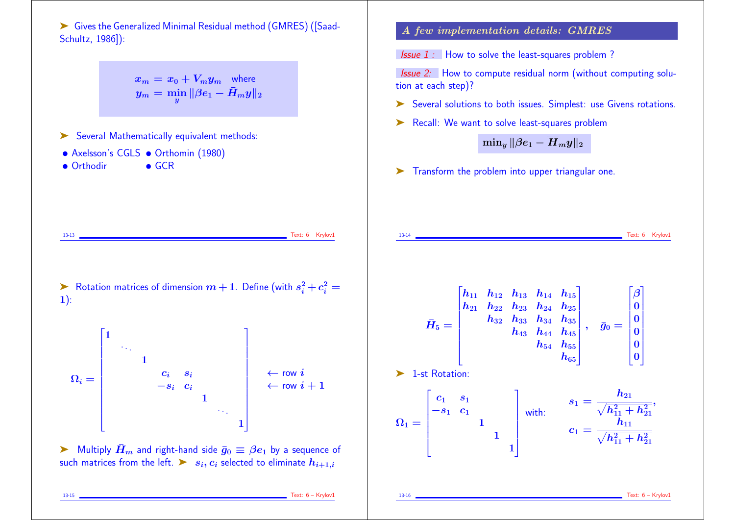➤ Gives the Generalized Minimal Residual method (GMRES) ([Saad-Schultz, 1986]):

$$x_m = x_0 + V_m y_m \quad \text{where}$$
$$y_m = \min_y \|\beta e_1 - \bar{H}_m y\|_2$$

➤ Several Mathematically equivalent methods:

- Axelsson's CGLS
- Orthomin (1980)
- Orthodir
- GCR

## A few implementation details: GMRES

*Issue 1 :* How to solve the least-squares problem ?

*Issue 2:* How to compute residual norm (without computing solution at each step)?

➤ Several solutions to both issues. Simplest: use Givens rotations.

➤ Recall: We want to solve least-squares problem

$$\min_y \|\beta e_1 - \overline{H}_m y\|_2$$

➤ Transform the problem into upper triangular one.

➤ Rotation matrices of dimension $m+1$. Define (with $s_i^2 + c_i^2 = 1$):

$$\Omega_i = \begin{bmatrix} 1 & & & & & & & \\ & \ddots & & & & & & \\ & & 1 & & & & & \\ & & & c_i & s_i & & & \\ & & & -s_i & c_i & & & \\ & & & & & 1 & & \\ & & & & & & \ddots & \\ & & & & & & & 1 \end{bmatrix} \begin{matrix} \\ \\ \\ \leftarrow \text{row } i \\ \leftarrow \text{row } i+1 \\ \\ \\ \\ \end{matrix}$$

➤ Multiply $\bar{H}_m$ and right-hand side $\bar{g}_0 \equiv \beta e_1$ by a sequence of such matrices from the left. ➤ $s_i, c_i$ selected to eliminate $h_{i+1,i}$

$$\bar{H}_5 = \begin{bmatrix} h_{11} & h_{12} & h_{13} & h_{14} & h_{15} \\ h_{21} & h_{22} & h_{23} & h_{24} & h_{25} \\ & h_{32} & h_{33} & h_{34} & h_{35} \\ & & h_{43} & h_{44} & h_{45} \\ & & & h_{54} & h_{55} \\ & & & & h_{65} \end{bmatrix}, \quad \bar{g}_0 = \begin{bmatrix} \beta \\ 0 \\ 0 \\ 0 \\ 0 \\ 0 \end{bmatrix}$$

➤ 1-st Rotation:

$$\Omega_1 = \begin{bmatrix} c_1 & s_1 & & & \\ -s_1 & c_1 & & & \\ & & 1 & & \\ & & & 1 & \\ & & & & 1 \end{bmatrix} \quad \text{with:} \quad \begin{aligned} s_1 &= \frac{h_{21}}{\sqrt{h_{11}^2 + h_{21}^2}}, \\ c_1 &= \frac{h_{11}}{\sqrt{h_{11}^2 + h_{21}^2}} \end{aligned}$$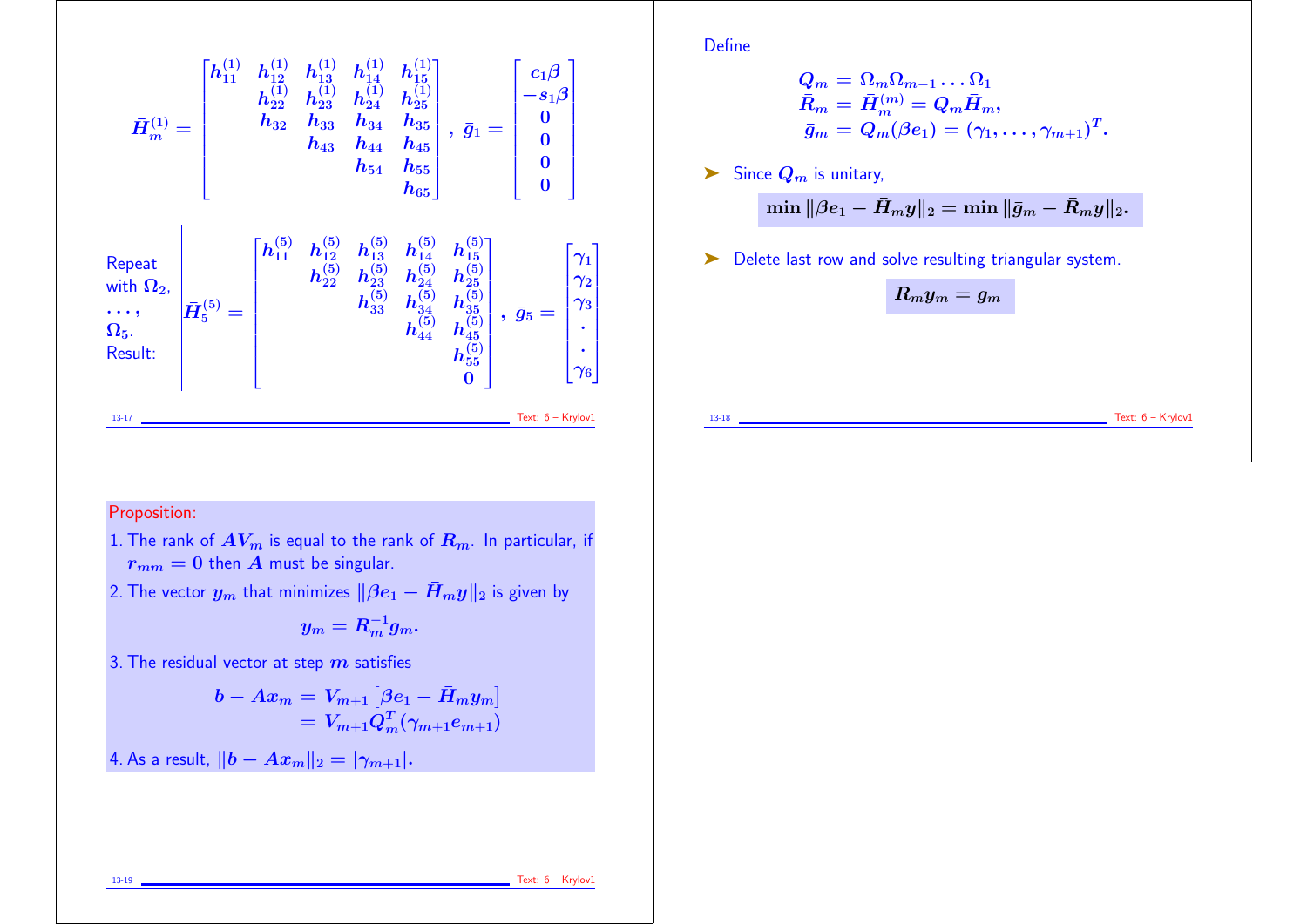$$\bar{H}_m^{(1)} = \begin{bmatrix} h_{11}^{(1)} & h_{12}^{(1)} & h_{13}^{(1)} & h_{14}^{(1)} & h_{15}^{(1)} \\ & h_{22}^{(1)} & h_{23}^{(1)} & h_{24}^{(1)} & h_{25}^{(1)} \\ & h_{32} & h_{33} & h_{34} & h_{35} \\ & & h_{43} & h_{44} & h_{45} \\ & & & h_{54} & h_{55} \\ & & & & h_{65} \end{bmatrix}, \ \bar{g}_1 = \begin{bmatrix} c_1\beta \\ -s_1\beta \\ 0 \\ 0 \\ 0 \\ 0 \end{bmatrix}$$

Repeat with $\Omega_2, \ldots, \Omega_5$. Result:

$$\bar{H}_5^{(5)} = \begin{bmatrix} h_{11}^{(5)} & h_{12}^{(5)} & h_{13}^{(5)} & h_{14}^{(5)} & h_{15}^{(5)} \\ & h_{22}^{(5)} & h_{23}^{(5)} & h_{24}^{(5)} & h_{25}^{(5)} \\ & & h_{33}^{(5)} & h_{34}^{(5)} & h_{35}^{(5)} \\ & & & h_{44}^{(5)} & h_{45}^{(5)} \\ & & & & h_{55}^{(5)} \\ & & & & 0 \end{bmatrix}, \ \bar{g}_5 = \begin{bmatrix} \gamma_1 \\ \gamma_2 \\ \gamma_3 \\ . \\ . \\ \gamma_6 \end{bmatrix}$$

Define

$$Q_m = \Omega_m \Omega_{m-1} \ldots \Omega_1$$
$$\bar{R}_m = \bar{H}_m^{(m)} = Q_m \bar{H}_m,$$
$$\bar{g}_m = Q_m(\beta e_1) = (\gamma_1, \ldots, \gamma_{m+1})^T.$$

- Since $Q_m$ is unitary,

$$\min \|\beta e_1 - \bar{H}_m y\|_2 = \min \|\bar{g}_m - \bar{R}_m y\|_2.$$

- Delete last row and solve resulting triangular system.

$$R_m y_m = g_m$$

**Proposition:**

1. The rank of $AV_m$ is equal to the rank of $R_m$. In particular, if $r_{mm} = 0$ then $A$ must be singular.
2. The vector $y_m$ that minimizes $\|\beta e_1 - \bar{H}_m y\|_2$ is given by

$$y_m = R_m^{-1} g_m.$$

3. The residual vector at step $m$ satisfies

$$b - Ax_m = V_{m+1}\left[\beta e_1 - \bar{H}_m y_m\right] = V_{m+1} Q_m^T (\gamma_{m+1} e_{m+1})$$

4. As a result, $\|b - Ax_m\|_2 = |\gamma_{m+1}|$.